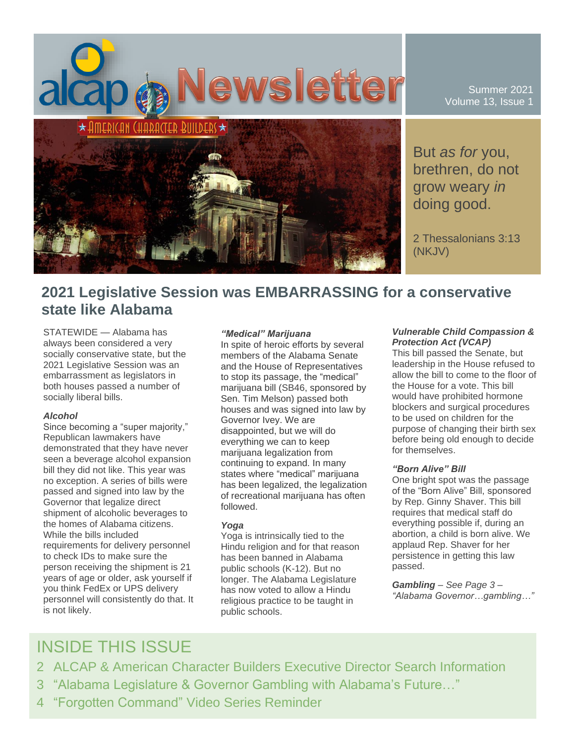# alcap Newsletter

**AMERICAN CHARACTER BUILDERS**

Summer 2021
Volume 13, Issue 1

But *as for* you, brethren, do not grow weary *in* doing good.

2 Thessalonians 3:13 (NKJV)

## 2021 Legislative Session was EMBARRASSING for a conservative state like Alabama

STATEWIDE — Alabama has always been considered a very socially conservative state, but the 2021 Legislative Session was an embarrassment as legislators in both houses passed a number of socially liberal bills.

***Alcohol***

Since becoming a "super majority," Republican lawmakers have demonstrated that they have never seen a beverage alcohol expansion bill they did not like. This year was no exception. A series of bills were passed and signed into law by the Governor that legalize direct shipment of alcoholic beverages to the homes of Alabama citizens. While the bills included requirements for delivery personnel to check IDs to make sure the person receiving the shipment is 21 years of age or older, ask yourself if you think FedEx or UPS delivery personnel will consistently do that. It is not likely.

***"Medical" Marijuana***

In spite of heroic efforts by several members of the Alabama Senate and the House of Representatives to stop its passage, the "medical" marijuana bill (SB46, sponsored by Sen. Tim Melson) passed both houses and was signed into law by Governor Ivey. We are disappointed, but we will do everything we can to keep marijuana legalization from continuing to expand. In many states where "medical" marijuana has been legalized, the legalization of recreational marijuana has often followed.

***Yoga***

Yoga is intrinsically tied to the Hindu religion and for that reason has been banned in Alabama public schools (K-12). But no longer. The Alabama Legislature has now voted to allow a Hindu religious practice to be taught in public schools.

***Vulnerable Child Compassion & Protection Act (VCAP)***

This bill passed the Senate, but leadership in the House refused to allow the bill to come to the floor of the House for a vote. This bill would have prohibited hormone blockers and surgical procedures to be used on children for the purpose of changing their birth sex before being old enough to decide for themselves.

***"Born Alive" Bill***

One bright spot was the passage of the "Born Alive" Bill, sponsored by Rep. Ginny Shaver. This bill requires that medical staff do everything possible if, during an abortion, a child is born alive. We applaud Rep. Shaver for her persistence in getting this law passed.

***Gambling*** *– See Page 3 – "Alabama Governor…gambling…"*

## INSIDE THIS ISSUE

2 ALCAP & American Character Builders Executive Director Search Information

3 "Alabama Legislature & Governor Gambling with Alabama's Future…"

4 "Forgotten Command" Video Series Reminder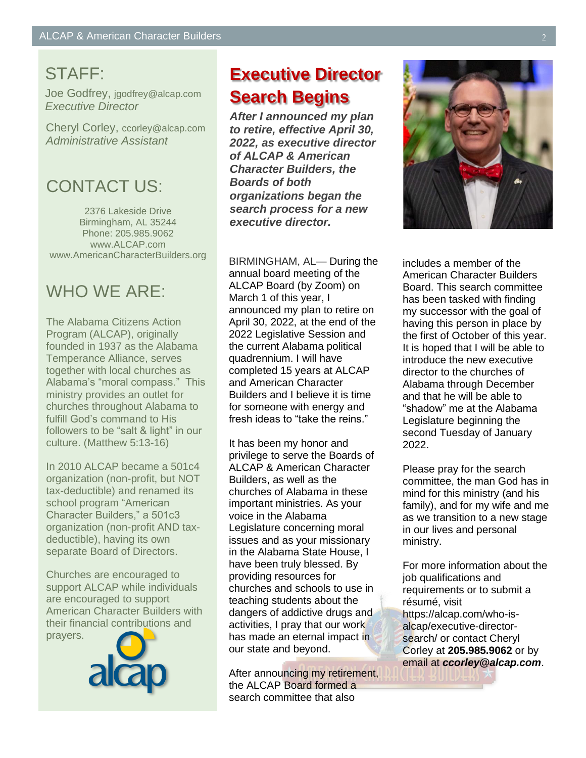## STAFF:

Joe Godfrey, jgodfrey@alcap.com
*Executive Director*

Cheryl Corley, ccorley@alcap.com
*Administrative Assistant*

## CONTACT US:

2376 Lakeside Drive
Birmingham, AL 35244
Phone: 205.985.9062
www.ALCAP.com
www.AmericanCharacterBuilders.org

## WHO WE ARE:

The Alabama Citizens Action Program (ALCAP), originally founded in 1937 as the Alabama Temperance Alliance, serves together with local churches as Alabama's "moral compass." This ministry provides an outlet for churches throughout Alabama to fulfill God's command to His followers to be "salt & light" in our culture. (Matthew 5:13-16)

In 2010 ALCAP became a 501c4 organization (non-profit, but NOT tax-deductible) and renamed its school program "American Character Builders," a 501c3 organization (non-profit AND tax-deductible), having its own separate Board of Directors.

Churches are encouraged to support ALCAP while individuals are encouraged to support American Character Builders with their financial contributions and prayers.

# Executive Director Search Begins

***After I announced my plan to retire, effective April 30, 2022, as executive director of ALCAP & American Character Builders, the Boards of both organizations began the search process for a new executive director.***

BIRMINGHAM, AL— During the annual board meeting of the ALCAP Board (by Zoom) on March 1 of this year, I announced my plan to retire on April 30, 2022, at the end of the 2022 Legislative Session and the current Alabama political quadrennium. I will have completed 15 years at ALCAP and American Character Builders and I believe it is time for someone with energy and fresh ideas to "take the reins."

It has been my honor and privilege to serve the Boards of ALCAP & American Character Builders, as well as the churches of Alabama in these important ministries. As your voice in the Alabama Legislature concerning moral issues and as your missionary in the Alabama State House, I have been truly blessed. By providing resources for churches and schools to use in teaching students about the dangers of addictive drugs and activities, I pray that our work has made an eternal impact in our state and beyond.

After announcing my retirement, the ALCAP Board formed a search committee that also includes a member of the American Character Builders Board. This search committee has been tasked with finding my successor with the goal of having this person in place by the first of October of this year. It is hoped that I will be able to introduce the new executive director to the churches of Alabama through December and that he will be able to "shadow" me at the Alabama Legislature beginning the second Tuesday of January 2022.

Please pray for the search committee, the man God has in mind for this ministry (and his family), and for my wife and me as we transition to a new stage in our lives and personal ministry.

For more information about the job qualifications and requirements or to submit a résumé, visit https://alcap.com/who-is-alcap/executive-director-search/ or contact Cheryl Corley at **205.985.9062** or by email at ***ccorley@alcap.com***.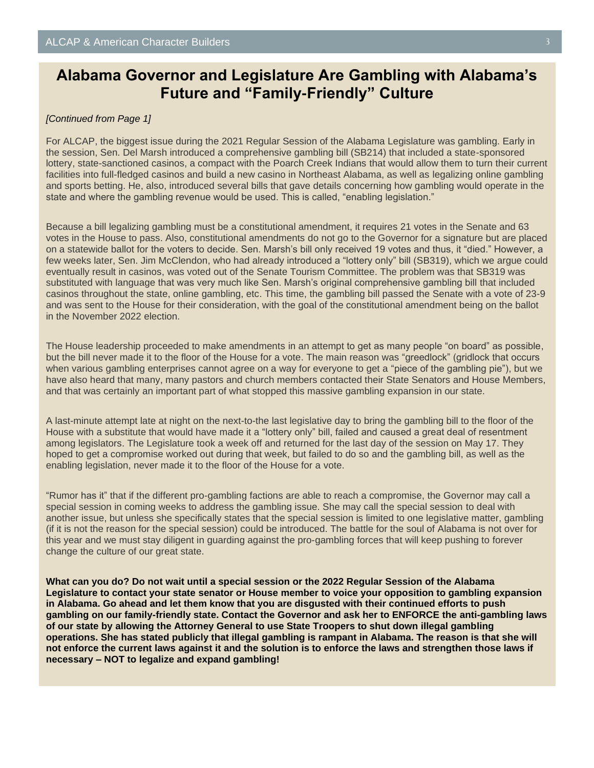# Alabama Governor and Legislature Are Gambling with Alabama's Future and "Family-Friendly" Culture

*[Continued from Page 1]*

For ALCAP, the biggest issue during the 2021 Regular Session of the Alabama Legislature was gambling. Early in the session, Sen. Del Marsh introduced a comprehensive gambling bill (SB214) that included a state-sponsored lottery, state-sanctioned casinos, a compact with the Poarch Creek Indians that would allow them to turn their current facilities into full-fledged casinos and build a new casino in Northeast Alabama, as well as legalizing online gambling and sports betting. He, also, introduced several bills that gave details concerning how gambling would operate in the state and where the gambling revenue would be used. This is called, "enabling legislation."

Because a bill legalizing gambling must be a constitutional amendment, it requires 21 votes in the Senate and 63 votes in the House to pass. Also, constitutional amendments do not go to the Governor for a signature but are placed on a statewide ballot for the voters to decide. Sen. Marsh's bill only received 19 votes and thus, it "died." However, a few weeks later, Sen. Jim McClendon, who had already introduced a "lottery only" bill (SB319), which we argue could eventually result in casinos, was voted out of the Senate Tourism Committee. The problem was that SB319 was substituted with language that was very much like Sen. Marsh's original comprehensive gambling bill that included casinos throughout the state, online gambling, etc. This time, the gambling bill passed the Senate with a vote of 23-9 and was sent to the House for their consideration, with the goal of the constitutional amendment being on the ballot in the November 2022 election.

The House leadership proceeded to make amendments in an attempt to get as many people "on board" as possible, but the bill never made it to the floor of the House for a vote. The main reason was "greedlock" (gridlock that occurs when various gambling enterprises cannot agree on a way for everyone to get a "piece of the gambling pie"), but we have also heard that many, many pastors and church members contacted their State Senators and House Members, and that was certainly an important part of what stopped this massive gambling expansion in our state.

A last-minute attempt late at night on the next-to-the last legislative day to bring the gambling bill to the floor of the House with a substitute that would have made it a "lottery only" bill, failed and caused a great deal of resentment among legislators. The Legislature took a week off and returned for the last day of the session on May 17. They hoped to get a compromise worked out during that week, but failed to do so and the gambling bill, as well as the enabling legislation, never made it to the floor of the House for a vote.

"Rumor has it" that if the different pro-gambling factions are able to reach a compromise, the Governor may call a special session in coming weeks to address the gambling issue. She may call the special session to deal with another issue, but unless she specifically states that the special session is limited to one legislative matter, gambling (if it is not the reason for the special session) could be introduced. The battle for the soul of Alabama is not over for this year and we must stay diligent in guarding against the pro-gambling forces that will keep pushing to forever change the culture of our great state.

**What can you do? Do not wait until a special session or the 2022 Regular Session of the Alabama Legislature to contact your state senator or House member to voice your opposition to gambling expansion in Alabama. Go ahead and let them know that you are disgusted with their continued efforts to push gambling on our family-friendly state. Contact the Governor and ask her to ENFORCE the anti-gambling laws of our state by allowing the Attorney General to use State Troopers to shut down illegal gambling operations. She has stated publicly that illegal gambling is rampant in Alabama. The reason is that she will not enforce the current laws against it and the solution is to enforce the laws and strengthen those laws if necessary – NOT to legalize and expand gambling!**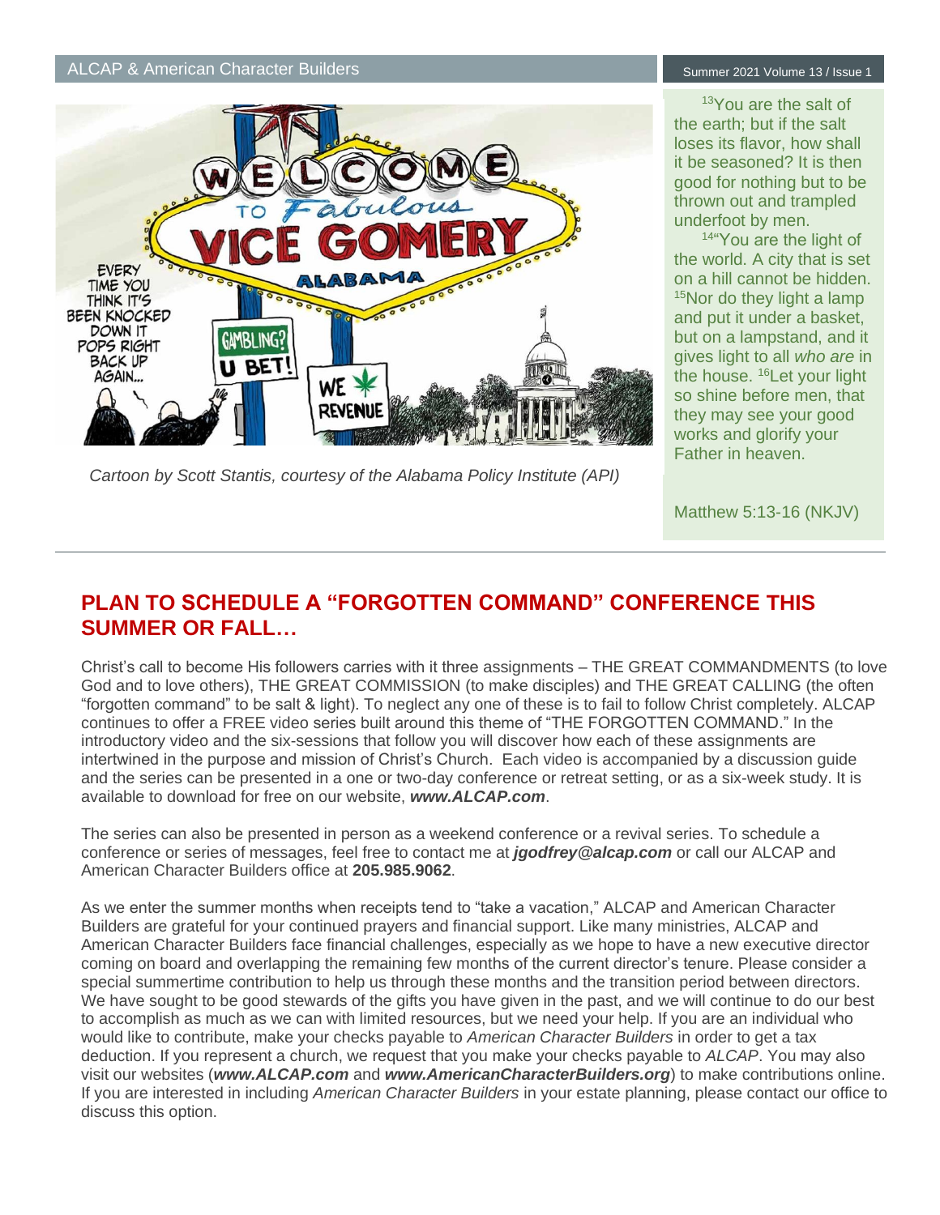*Cartoon by Scott Stantis, courtesy of the Alabama Policy Institute (API)*

[13]You are the salt of the earth; but if the salt loses its flavor, how shall it be seasoned? It is then good for nothing but to be thrown out and trampled underfoot by men.

[14]"You are the light of the world. A city that is set on a hill cannot be hidden. [15]Nor do they light a lamp and put it under a basket, but on a lampstand, and it gives light to all *who are* in the house. [16]Let your light so shine before men, that they may see your good works and glorify your Father in heaven.

Matthew 5:13-16 (NKJV)

---

## PLAN TO SCHEDULE A "FORGOTTEN COMMAND" CONFERENCE THIS SUMMER OR FALL…

Christ's call to become His followers carries with it three assignments – THE GREAT COMMANDMENTS (to love God and to love others), THE GREAT COMMISSION (to make disciples) and THE GREAT CALLING (the often "forgotten command" to be salt & light). To neglect any one of these is to fail to follow Christ completely. ALCAP continues to offer a FREE video series built around this theme of "THE FORGOTTEN COMMAND." In the introductory video and the six-sessions that follow you will discover how each of these assignments are intertwined in the purpose and mission of Christ's Church. Each video is accompanied by a discussion guide and the series can be presented in a one or two-day conference or retreat setting, or as a six-week study. It is available to download for free on our website, ***www.ALCAP.com***.

The series can also be presented in person as a weekend conference or a revival series. To schedule a conference or series of messages, feel free to contact me at ***jgodfrey@alcap.com*** or call our ALCAP and American Character Builders office at **205.985.9062**.

As we enter the summer months when receipts tend to "take a vacation," ALCAP and American Character Builders are grateful for your continued prayers and financial support. Like many ministries, ALCAP and American Character Builders face financial challenges, especially as we hope to have a new executive director coming on board and overlapping the remaining few months of the current director's tenure. Please consider a special summertime contribution to help us through these months and the transition period between directors. We have sought to be good stewards of the gifts you have given in the past, and we will continue to do our best to accomplish as much as we can with limited resources, but we need your help. If you are an individual who would like to contribute, make your checks payable to *American Character Builders* in order to get a tax deduction. If you represent a church, we request that you make your checks payable to *ALCAP*. You may also visit our websites (***www.ALCAP.com*** and ***www.AmericanCharacterBuilders.org***) to make contributions online. If you are interested in including *American Character Builders* in your estate planning, please contact our office to discuss this option.